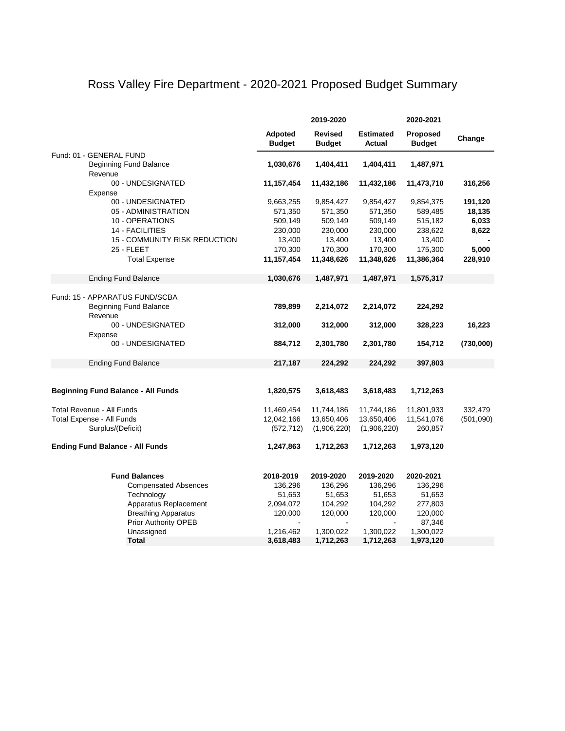# Ross Valley Fire Department - 2020-2021 Proposed Budget Summary

| | 2019-2020 | | | 2020-2021 | |
|---|---|---|---|---|---|
| | **Adpoted Budget** | **Revised Budget** | **Estimated Actual** | **Proposed Budget** | **Change** |
| Fund: 01 - GENERAL FUND | | | | | |
| Beginning Fund Balance | **1,030,676** | **1,404,411** | **1,404,411** | **1,487,971** | |
| Revenue | | | | | |
| 00 - UNDESIGNATED | **11,157,454** | **11,432,186** | **11,432,186** | **11,473,710** | **316,256** |
| Expense | | | | | |
| 00 - UNDESIGNATED | 9,663,255 | 9,854,427 | 9,854,427 | 9,854,375 | **191,120** |
| 05 - ADMINISTRATION | 571,350 | 571,350 | 571,350 | 589,485 | **18,135** |
| 10 - OPERATIONS | 509,149 | 509,149 | 509,149 | 515,182 | **6,033** |
| 14 - FACILITIES | 230,000 | 230,000 | 230,000 | 238,622 | **8,622** |
| 15 - COMMUNITY RISK REDUCTION | 13,400 | 13,400 | 13,400 | 13,400 | **-** |
| 25 - FLEET | 170,300 | 170,300 | 170,300 | 175,300 | **5,000** |
| Total Expense | **11,157,454** | **11,348,626** | **11,348,626** | **11,386,364** | **228,910** |
| Ending Fund Balance | **1,030,676** | **1,487,971** | **1,487,971** | **1,575,317** | |
| Fund: 15 - APPARATUS FUND/SCBA | | | | | |
| Beginning Fund Balance | **789,899** | **2,214,072** | **2,214,072** | **224,292** | |
| Revenue | | | | | |
| 00 - UNDESIGNATED | **312,000** | **312,000** | **312,000** | **328,223** | **16,223** |
| Expense | | | | | |
| 00 - UNDESIGNATED | **884,712** | **2,301,780** | **2,301,780** | **154,712** | **(730,000)** |
| Ending Fund Balance | **217,187** | **224,292** | **224,292** | **397,803** | |
| **Beginning Fund Balance - All Funds** | **1,820,575** | **3,618,483** | **3,618,483** | **1,712,263** | |
| Total Revenue - All Funds | 11,469,454 | 11,744,186 | 11,744,186 | 11,801,933 | 332,479 |
| Total Expense - All Funds | 12,042,166 | 13,650,406 | 13,650,406 | 11,541,076 | (501,090) |
| Surplus/(Deficit) | (572,712) | (1,906,220) | (1,906,220) | 260,857 | |
| **Ending Fund Balance - All Funds** | **1,247,863** | **1,712,263** | **1,712,263** | **1,973,120** | |

| **Fund Balances** | **2018-2019** | **2019-2020** | **2019-2020** | **2020-2021** |
|---|---|---|---|---|
| Compensated Absences | 136,296 | 136,296 | 136,296 | 136,296 |
| Technology | 51,653 | 51,653 | 51,653 | 51,653 |
| Apparatus Replacement | 2,094,072 | 104,292 | 104,292 | 277,803 |
| Breathing Apparatus | 120,000 | 120,000 | 120,000 | 120,000 |
| Prior Authority OPEB | - | - | - | 87,346 |
| Unassigned | 1,216,462 | 1,300,022 | 1,300,022 | 1,300,022 |
| **Total** | **3,618,483** | **1,712,263** | **1,712,263** | **1,973,120** |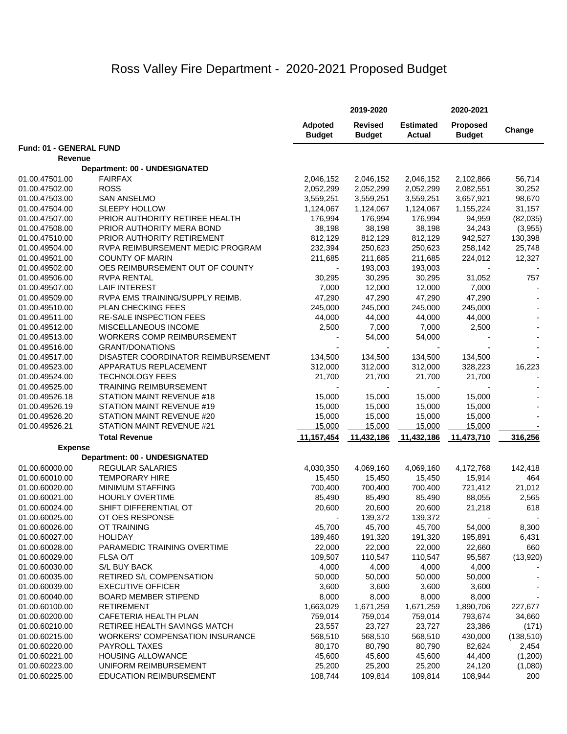# Ross Valley Fire Department - 2020-2021 Proposed Budget

| | | 2019-2020 | | | 2020-2021 | |
|---|---|---|---|---|---|---|
| | | Adpoted Budget | Revised Budget | Estimated Actual | Proposed Budget | Change |
| **Fund: 01 - GENERAL FUND** | | | | | | |
| **Revenue** | | | | | | |
| | **Department: 00 - UNDESIGNATED** | | | | | |
| 01.00.47501.00 | FAIRFAX | 2,046,152 | 2,046,152 | 2,046,152 | 2,102,866 | 56,714 |
| 01.00.47502.00 | ROSS | 2,052,299 | 2,052,299 | 2,052,299 | 2,082,551 | 30,252 |
| 01.00.47503.00 | SAN ANSELMO | 3,559,251 | 3,559,251 | 3,559,251 | 3,657,921 | 98,670 |
| 01.00.47504.00 | SLEEPY HOLLOW | 1,124,067 | 1,124,067 | 1,124,067 | 1,155,224 | 31,157 |
| 01.00.47507.00 | PRIOR AUTHORITY RETIREE HEALTH | 176,994 | 176,994 | 176,994 | 94,959 | (82,035) |
| 01.00.47508.00 | PRIOR AUTHORITY MERA BOND | 38,198 | 38,198 | 38,198 | 34,243 | (3,955) |
| 01.00.47510.00 | PRIOR AUTHORITY RETIREMENT | 812,129 | 812,129 | 812,129 | 942,527 | 130,398 |
| 01.00.49504.00 | RVPA REIMBURSEMENT MEDIC PROGRAM | 232,394 | 250,623 | 250,623 | 258,142 | 25,748 |
| 01.00.49501.00 | COUNTY OF MARIN | 211,685 | 211,685 | 211,685 | 224,012 | 12,327 |
| 01.00.49502.00 | OES REIMBURSEMENT OUT OF COUNTY | - | 193,003 | 193,003 | - | - |
| 01.00.49506.00 | RVPA RENTAL | 30,295 | 30,295 | 30,295 | 31,052 | 757 |
| 01.00.49507.00 | LAIF INTEREST | 7,000 | 12,000 | 12,000 | 7,000 | - |
| 01.00.49509.00 | RVPA EMS TRAINING/SUPPLY REIMB. | 47,290 | 47,290 | 47,290 | 47,290 | - |
| 01.00.49510.00 | PLAN CHECKING FEES | 245,000 | 245,000 | 245,000 | 245,000 | - |
| 01.00.49511.00 | RE-SALE INSPECTION FEES | 44,000 | 44,000 | 44,000 | 44,000 | - |
| 01.00.49512.00 | MISCELLANEOUS INCOME | 2,500 | 7,000 | 7,000 | 2,500 | - |
| 01.00.49513.00 | WORKERS COMP REIMBURSEMENT | - | 54,000 | 54,000 | - | - |
| 01.00.49516.00 | GRANT/DONATIONS | - | - | - | - | - |
| 01.00.49517.00 | DISASTER COORDINATOR REIMBURSEMENT | 134,500 | 134,500 | 134,500 | 134,500 | - |
| 01.00.49523.00 | APPARATUS REPLACEMENT | 312,000 | 312,000 | 312,000 | 328,223 | 16,223 |
| 01.00.49524.00 | TECHNOLOGY FEES | 21,700 | 21,700 | 21,700 | 21,700 | - |
| 01.00.49525.00 | TRAINING REIMBURSEMENT | - | - | - | - | - |
| 01.00.49526.18 | STATION MAINT REVENUE #18 | 15,000 | 15,000 | 15,000 | 15,000 | - |
| 01.00.49526.19 | STATION MAINT REVENUE #19 | 15,000 | 15,000 | 15,000 | 15,000 | - |
| 01.00.49526.20 | STATION MAINT REVENUE #20 | 15,000 | 15,000 | 15,000 | 15,000 | - |
| 01.00.49526.21 | STATION MAINT REVENUE #21 | 15,000 | 15,000 | 15,000 | 15,000 | - |
| | **Total Revenue** | **11,157,454** | **11,432,186** | **11,432,186** | **11,473,710** | **316,256** |
| **Expense** | | | | | | |
| | **Department: 00 - UNDESIGNATED** | | | | | |
| 01.00.60000.00 | REGULAR SALARIES | 4,030,350 | 4,069,160 | 4,069,160 | 4,172,768 | 142,418 |
| 01.00.60010.00 | TEMPORARY HIRE | 15,450 | 15,450 | 15,450 | 15,914 | 464 |
| 01.00.60020.00 | MINIMUM STAFFING | 700,400 | 700,400 | 700,400 | 721,412 | 21,012 |
| 01.00.60021.00 | HOURLY OVERTIME | 85,490 | 85,490 | 85,490 | 88,055 | 2,565 |
| 01.00.60024.00 | SHIFT DIFFERENTIAL OT | 20,600 | 20,600 | 20,600 | 21,218 | 618 |
| 01.00.60025.00 | OT OES RESPONSE | - | 139,372 | 139,372 | - | - |
| 01.00.60026.00 | OT TRAINING | 45,700 | 45,700 | 45,700 | 54,000 | 8,300 |
| 01.00.60027.00 | HOLIDAY | 189,460 | 191,320 | 191,320 | 195,891 | 6,431 |
| 01.00.60028.00 | PARAMEDIC TRAINING OVERTIME | 22,000 | 22,000 | 22,000 | 22,660 | 660 |
| 01.00.60029.00 | FLSA O/T | 109,507 | 110,547 | 110,547 | 95,587 | (13,920) |
| 01.00.60030.00 | S/L BUY BACK | 4,000 | 4,000 | 4,000 | 4,000 | - |
| 01.00.60035.00 | RETIRED S/L COMPENSATION | 50,000 | 50,000 | 50,000 | 50,000 | - |
| 01.00.60039.00 | EXECUTIVE OFFICER | 3,600 | 3,600 | 3,600 | 3,600 | - |
| 01.00.60040.00 | BOARD MEMBER STIPEND | 8,000 | 8,000 | 8,000 | 8,000 | - |
| 01.00.60100.00 | RETIREMENT | 1,663,029 | 1,671,259 | 1,671,259 | 1,890,706 | 227,677 |
| 01.00.60200.00 | CAFETERIA HEALTH PLAN | 759,014 | 759,014 | 759,014 | 793,674 | 34,660 |
| 01.00.60210.00 | RETIREE HEALTH SAVINGS MATCH | 23,557 | 23,727 | 23,727 | 23,386 | (171) |
| 01.00.60215.00 | WORKERS' COMPENSATION INSURANCE | 568,510 | 568,510 | 568,510 | 430,000 | (138,510) |
| 01.00.60220.00 | PAYROLL TAXES | 80,170 | 80,790 | 80,790 | 82,624 | 2,454 |
| 01.00.60221.00 | HOUSING ALLOWANCE | 45,600 | 45,600 | 45,600 | 44,400 | (1,200) |
| 01.00.60223.00 | UNIFORM REIMBURSEMENT | 25,200 | 25,200 | 25,200 | 24,120 | (1,080) |
| 01.00.60225.00 | EDUCATION REIMBURSEMENT | 108,744 | 109,814 | 109,814 | 108,944 | 200 |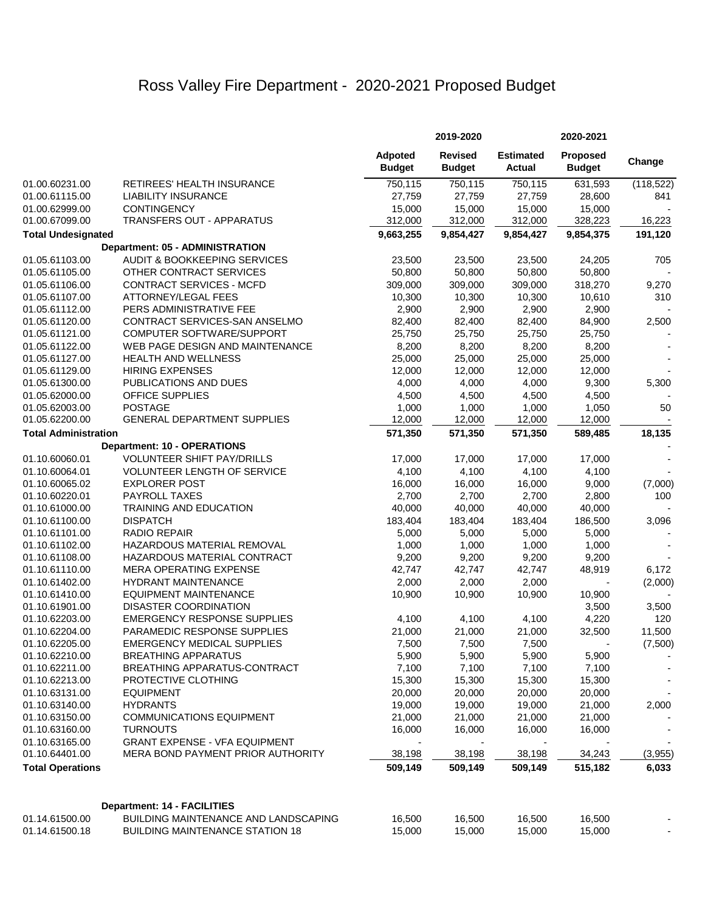# Ross Valley Fire Department - 2020-2021 Proposed Budget

| | | 2019-2020 | | | 2020-2021 | |
|---|---|---|---|---|---|---|
| | | **Adpoted Budget** | **Revised Budget** | **Estimated Actual** | **Proposed Budget** | **Change** |
| 01.00.60231.00 | RETIREES' HEALTH INSURANCE | 750,115 | 750,115 | 750,115 | 631,593 | (118,522) |
| 01.00.61115.00 | LIABILITY INSURANCE | 27,759 | 27,759 | 27,759 | 28,600 | 841 |
| 01.00.62999.00 | CONTINGENCY | 15,000 | 15,000 | 15,000 | 15,000 | - |
| 01.00.67099.00 | TRANSFERS OUT - APPARATUS | 312,000 | 312,000 | 312,000 | 328,223 | 16,223 |
| **Total Undesignated** | | **9,663,255** | **9,854,427** | **9,854,427** | **9,854,375** | **191,120** |
| | **Department: 05 - ADMINISTRATION** | | | | | |
| 01.05.61103.00 | AUDIT & BOOKKEEPING SERVICES | 23,500 | 23,500 | 23,500 | 24,205 | 705 |
| 01.05.61105.00 | OTHER CONTRACT SERVICES | 50,800 | 50,800 | 50,800 | 50,800 | - |
| 01.05.61106.00 | CONTRACT SERVICES - MCFD | 309,000 | 309,000 | 309,000 | 318,270 | 9,270 |
| 01.05.61107.00 | ATTORNEY/LEGAL FEES | 10,300 | 10,300 | 10,300 | 10,610 | 310 |
| 01.05.61112.00 | PERS ADMINISTRATIVE FEE | 2,900 | 2,900 | 2,900 | 2,900 | - |
| 01.05.61120.00 | CONTRACT SERVICES-SAN ANSELMO | 82,400 | 82,400 | 82,400 | 84,900 | 2,500 |
| 01.05.61121.00 | COMPUTER SOFTWARE/SUPPORT | 25,750 | 25,750 | 25,750 | 25,750 | - |
| 01.05.61122.00 | WEB PAGE DESIGN AND MAINTENANCE | 8,200 | 8,200 | 8,200 | 8,200 | - |
| 01.05.61127.00 | HEALTH AND WELLNESS | 25,000 | 25,000 | 25,000 | 25,000 | - |
| 01.05.61129.00 | HIRING EXPENSES | 12,000 | 12,000 | 12,000 | 12,000 | - |
| 01.05.61300.00 | PUBLICATIONS AND DUES | 4,000 | 4,000 | 4,000 | 9,300 | 5,300 |
| 01.05.62000.00 | OFFICE SUPPLIES | 4,500 | 4,500 | 4,500 | 4,500 | - |
| 01.05.62003.00 | POSTAGE | 1,000 | 1,000 | 1,000 | 1,050 | 50 |
| 01.05.62200.00 | GENERAL DEPARTMENT SUPPLIES | 12,000 | 12,000 | 12,000 | 12,000 | - |
| **Total Administration** | | **571,350** | **571,350** | **571,350** | **589,485** | **18,135** |
| | **Department: 10 - OPERATIONS** | | | | | - |
| 01.10.60060.01 | VOLUNTEER SHIFT PAY/DRILLS | 17,000 | 17,000 | 17,000 | 17,000 | - |
| 01.10.60064.01 | VOLUNTEER LENGTH OF SERVICE | 4,100 | 4,100 | 4,100 | 4,100 | - |
| 01.10.60065.02 | EXPLORER POST | 16,000 | 16,000 | 16,000 | 9,000 | (7,000) |
| 01.10.60220.01 | PAYROLL TAXES | 2,700 | 2,700 | 2,700 | 2,800 | 100 |
| 01.10.61000.00 | TRAINING AND EDUCATION | 40,000 | 40,000 | 40,000 | 40,000 | - |
| 01.10.61100.00 | DISPATCH | 183,404 | 183,404 | 183,404 | 186,500 | 3,096 |
| 01.10.61101.00 | RADIO REPAIR | 5,000 | 5,000 | 5,000 | 5,000 | - |
| 01.10.61102.00 | HAZARDOUS MATERIAL REMOVAL | 1,000 | 1,000 | 1,000 | 1,000 | - |
| 01.10.61108.00 | HAZARDOUS MATERIAL CONTRACT | 9,200 | 9,200 | 9,200 | 9,200 | - |
| 01.10.61110.00 | MERA OPERATING EXPENSE | 42,747 | 42,747 | 42,747 | 48,919 | 6,172 |
| 01.10.61402.00 | HYDRANT MAINTENANCE | 2,000 | 2,000 | 2,000 | - | (2,000) |
| 01.10.61410.00 | EQUIPMENT MAINTENANCE | 10,900 | 10,900 | 10,900 | 10,900 | - |
| 01.10.61901.00 | DISASTER COORDINATION | | | | 3,500 | 3,500 |
| 01.10.62203.00 | EMERGENCY RESPONSE SUPPLIES | 4,100 | 4,100 | 4,100 | 4,220 | 120 |
| 01.10.62204.00 | PARAMEDIC RESPONSE SUPPLIES | 21,000 | 21,000 | 21,000 | 32,500 | 11,500 |
| 01.10.62205.00 | EMERGENCY MEDICAL SUPPLIES | 7,500 | 7,500 | 7,500 | - | (7,500) |
| 01.10.62210.00 | BREATHING APPARATUS | 5,900 | 5,900 | 5,900 | 5,900 | - |
| 01.10.62211.00 | BREATHING APPARATUS-CONTRACT | 7,100 | 7,100 | 7,100 | 7,100 | - |
| 01.10.62213.00 | PROTECTIVE CLOTHING | 15,300 | 15,300 | 15,300 | 15,300 | - |
| 01.10.63131.00 | EQUIPMENT | 20,000 | 20,000 | 20,000 | 20,000 | - |
| 01.10.63140.00 | HYDRANTS | 19,000 | 19,000 | 19,000 | 21,000 | 2,000 |
| 01.10.63150.00 | COMMUNICATIONS EQUIPMENT | 21,000 | 21,000 | 21,000 | 21,000 | - |
| 01.10.63160.00 | TURNOUTS | 16,000 | 16,000 | 16,000 | 16,000 | - |
| 01.10.63165.00 | GRANT EXPENSE - VFA EQUIPMENT | - | - | - | - | - |
| 01.10.64401.00 | MERA BOND PAYMENT PRIOR AUTHORITY | 38,198 | 38,198 | 38,198 | 34,243 | (3,955) |
| **Total Operations** | | **509,149** | **509,149** | **509,149** | **515,182** | **6,033** |
| | **Department: 14 - FACILITIES** | | | | | |
| 01.14.61500.00 | BUILDING MAINTENANCE AND LANDSCAPING | 16,500 | 16,500 | 16,500 | 16,500 | - |
| 01.14.61500.18 | BUILDING MAINTENANCE STATION 18 | 15,000 | 15,000 | 15,000 | 15,000 | - |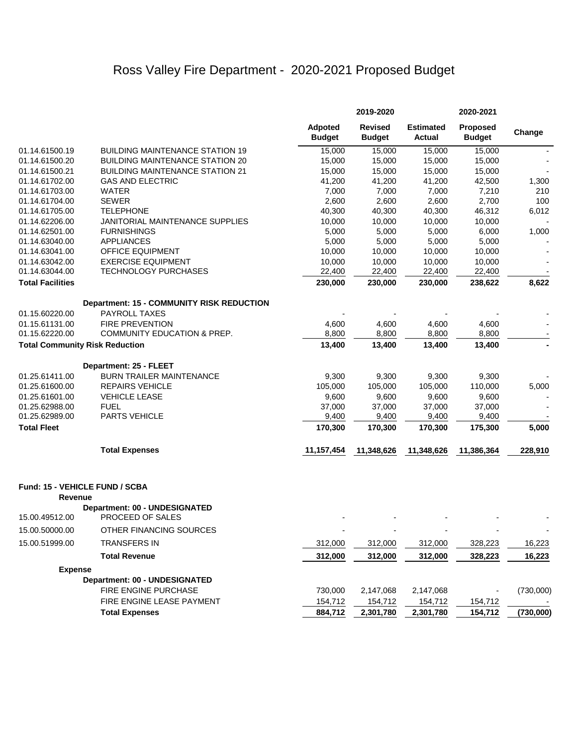# Ross Valley Fire Department - 2020-2021 Proposed Budget

| | | 2019-2020 | | | 2020-2021 | |
|---|---|---|---|---|---|---|
| | | Adpoted Budget | Revised Budget | Estimated Actual | Proposed Budget | Change |
| 01.14.61500.19 | BUILDING MAINTENANCE STATION 19 | 15,000 | 15,000 | 15,000 | 15,000 | - |
| 01.14.61500.20 | BUILDING MAINTENANCE STATION 20 | 15,000 | 15,000 | 15,000 | 15,000 | - |
| 01.14.61500.21 | BUILDING MAINTENANCE STATION 21 | 15,000 | 15,000 | 15,000 | 15,000 | - |
| 01.14.61702.00 | GAS AND ELECTRIC | 41,200 | 41,200 | 41,200 | 42,500 | 1,300 |
| 01.14.61703.00 | WATER | 7,000 | 7,000 | 7,000 | 7,210 | 210 |
| 01.14.61704.00 | SEWER | 2,600 | 2,600 | 2,600 | 2,700 | 100 |
| 01.14.61705.00 | TELEPHONE | 40,300 | 40,300 | 40,300 | 46,312 | 6,012 |
| 01.14.62206.00 | JANITORIAL MAINTENANCE SUPPLIES | 10,000 | 10,000 | 10,000 | 10,000 | - |
| 01.14.62501.00 | FURNISHINGS | 5,000 | 5,000 | 5,000 | 6,000 | 1,000 |
| 01.14.63040.00 | APPLIANCES | 5,000 | 5,000 | 5,000 | 5,000 | - |
| 01.14.63041.00 | OFFICE EQUIPMENT | 10,000 | 10,000 | 10,000 | 10,000 | - |
| 01.14.63042.00 | EXERCISE EQUIPMENT | 10,000 | 10,000 | 10,000 | 10,000 | - |
| 01.14.63044.00 | TECHNOLOGY PURCHASES | 22,400 | 22,400 | 22,400 | 22,400 | - |
| **Total Facilities** | | **230,000** | **230,000** | **230,000** | **238,622** | **8,622** |
| | **Department: 15 - COMMUNITY RISK REDUCTION** | | | | | |
| 01.15.60220.00 | PAYROLL TAXES | - | - | - | - | - |
| 01.15.61131.00 | FIRE PREVENTION | 4,600 | 4,600 | 4,600 | 4,600 | - |
| 01.15.62220.00 | COMMUNITY EDUCATION & PREP. | 8,800 | 8,800 | 8,800 | 8,800 | - |
| **Total Community Risk Reduction** | | **13,400** | **13,400** | **13,400** | **13,400** | **-** |
| | **Department: 25 - FLEET** | | | | | |
| 01.25.61411.00 | BURN TRAILER MAINTENANCE | 9,300 | 9,300 | 9,300 | 9,300 | - |
| 01.25.61600.00 | REPAIRS VEHICLE | 105,000 | 105,000 | 105,000 | 110,000 | 5,000 |
| 01.25.61601.00 | VEHICLE LEASE | 9,600 | 9,600 | 9,600 | 9,600 | - |
| 01.25.62988.00 | FUEL | 37,000 | 37,000 | 37,000 | 37,000 | - |
| 01.25.62989.00 | PARTS VEHICLE | 9,400 | 9,400 | 9,400 | 9,400 | - |
| **Total Fleet** | | **170,300** | **170,300** | **170,300** | **175,300** | **5,000** |
| | **Total Expenses** | **11,157,454** | **11,348,626** | **11,348,626** | **11,386,364** | **228,910** |
| **Fund: 15 - VEHICLE FUND / SCBA** | | | | | | |
| **Revenue** | | | | | | |
| | **Department: 00 - UNDESIGNATED** | | | | | |
| 15.00.49512.00 | PROCEED OF SALES | - | - | - | - | - |
| 15.00.50000.00 | OTHER FINANCING SOURCES | - | - | - | - | - |
| 15.00.51999.00 | TRANSFERS IN | 312,000 | 312,000 | 312,000 | 328,223 | 16,223 |
| | **Total Revenue** | **312,000** | **312,000** | **312,000** | **328,223** | **16,223** |
| **Expense** | | | | | | |
| | **Department: 00 - UNDESIGNATED** | | | | | |
| | FIRE ENGINE PURCHASE | 730,000 | 2,147,068 | 2,147,068 | - | (730,000) |
| | FIRE ENGINE LEASE PAYMENT | 154,712 | 154,712 | 154,712 | 154,712 | - |
| | **Total Expenses** | **884,712** | **2,301,780** | **2,301,780** | **154,712** | **(730,000)** |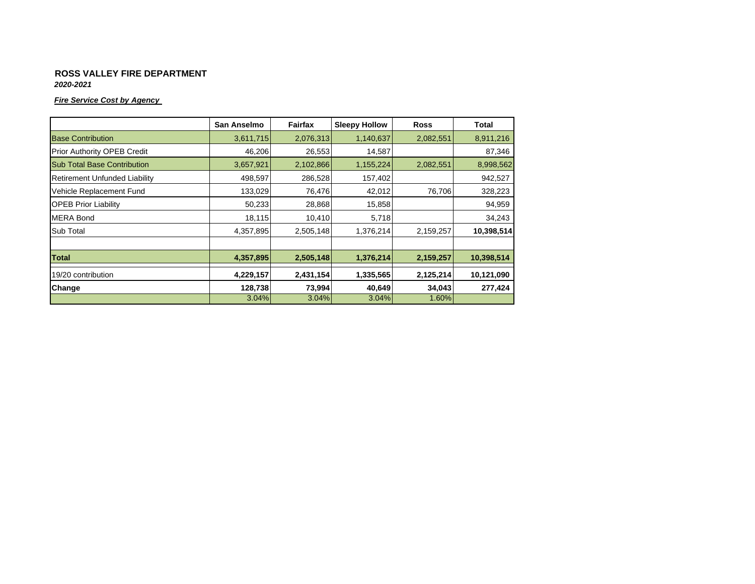**ROSS VALLEY FIRE DEPARTMENT**
***2020-2021***

***Fire Service Cost by Agency***

| | San Anselmo | Fairfax | Sleepy Hollow | Ross | Total |
|---|---|---|---|---|---|
| Base Contribution | 3,611,715 | 2,076,313 | 1,140,637 | 2,082,551 | 8,911,216 |
| Prior Authority OPEB Credit | 46,206 | 26,553 | 14,587 | | 87,346 |
| Sub Total Base Contribution | 3,657,921 | 2,102,866 | 1,155,224 | 2,082,551 | 8,998,562 |
| Retirement Unfunded Liability | 498,597 | 286,528 | 157,402 | | 942,527 |
| Vehicle Replacement Fund | 133,029 | 76,476 | 42,012 | 76,706 | 328,223 |
| OPEB Prior Liability | 50,233 | 28,868 | 15,858 | | 94,959 |
| MERA Bond | 18,115 | 10,410 | 5,718 | | 34,243 |
| Sub Total | 4,357,895 | 2,505,148 | 1,376,214 | 2,159,257 | **10,398,514** |
| | | | | | |
| **Total** | **4,357,895** | **2,505,148** | **1,376,214** | **2,159,257** | **10,398,514** |
| 19/20 contribution | **4,229,157** | **2,431,154** | **1,335,565** | **2,125,214** | **10,121,090** |
| **Change** | **128,738** | **73,994** | **40,649** | **34,043** | **277,424** |
| | 3.04% | 3.04% | 3.04% | 1.60% | |